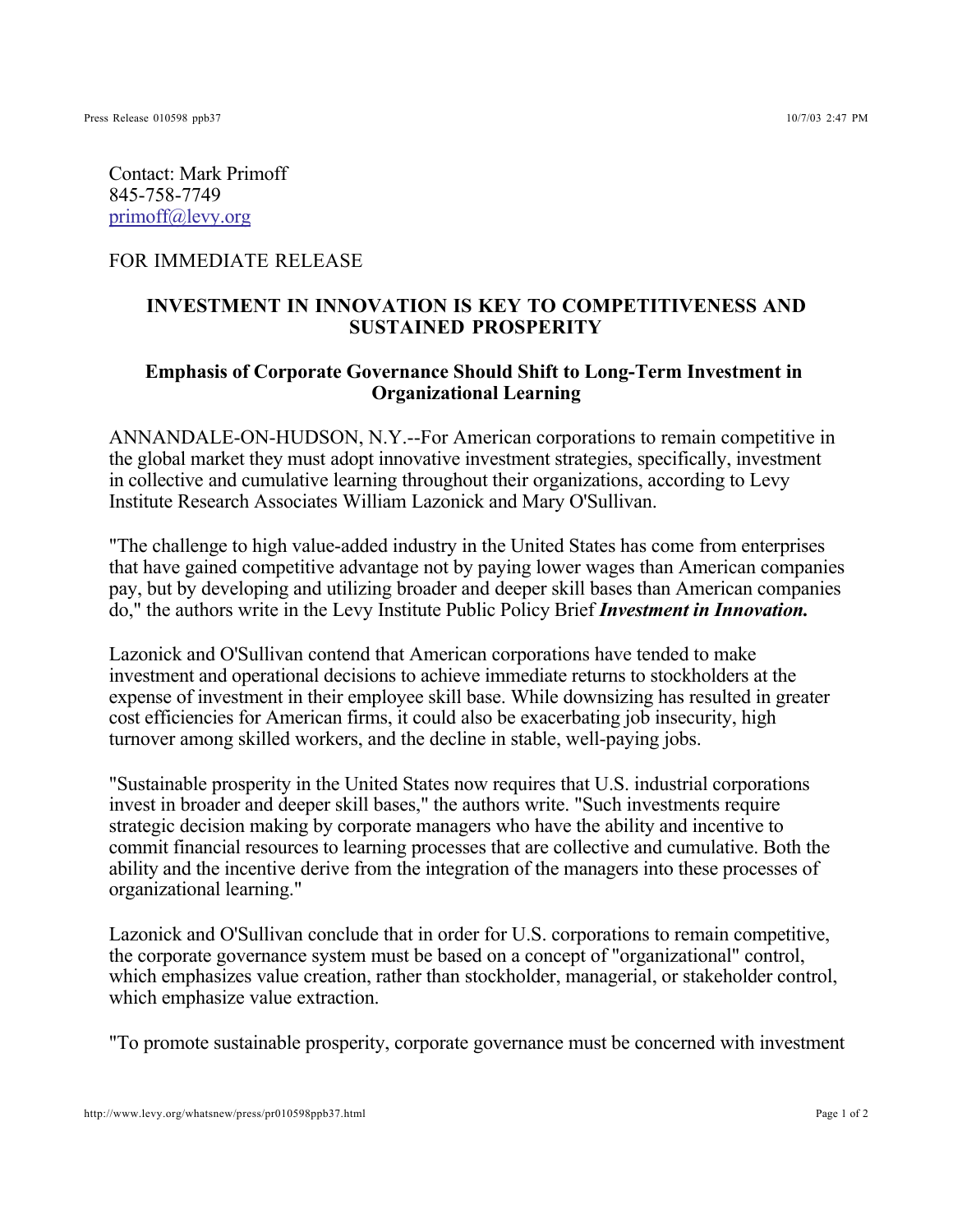Contact: Mark Primoff
845-758-7749
primoff@levy.org

FOR IMMEDIATE RELEASE

## INVESTMENT IN INNOVATION IS KEY TO COMPETITIVENESS AND SUSTAINED PROSPERITY

### Emphasis of Corporate Governance Should Shift to Long-Term Investment in Organizational Learning

ANNANDALE-ON-HUDSON, N.Y.--For American corporations to remain competitive in the global market they must adopt innovative investment strategies, specifically, investment in collective and cumulative learning throughout their organizations, according to Levy Institute Research Associates William Lazonick and Mary O'Sullivan.

"The challenge to high value-added industry in the United States has come from enterprises that have gained competitive advantage not by paying lower wages than American companies pay, but by developing and utilizing broader and deeper skill bases than American companies do," the authors write in the Levy Institute Public Policy Brief ***Investment in Innovation.***

Lazonick and O'Sullivan contend that American corporations have tended to make investment and operational decisions to achieve immediate returns to stockholders at the expense of investment in their employee skill base. While downsizing has resulted in greater cost efficiencies for American firms, it could also be exacerbating job insecurity, high turnover among skilled workers, and the decline in stable, well-paying jobs.

"Sustainable prosperity in the United States now requires that U.S. industrial corporations invest in broader and deeper skill bases," the authors write. "Such investments require strategic decision making by corporate managers who have the ability and incentive to commit financial resources to learning processes that are collective and cumulative. Both the ability and the incentive derive from the integration of the managers into these processes of organizational learning."

Lazonick and O'Sullivan conclude that in order for U.S. corporations to remain competitive, the corporate governance system must be based on a concept of "organizational" control, which emphasizes value creation, rather than stockholder, managerial, or stakeholder control, which emphasize value extraction.

"To promote sustainable prosperity, corporate governance must be concerned with investment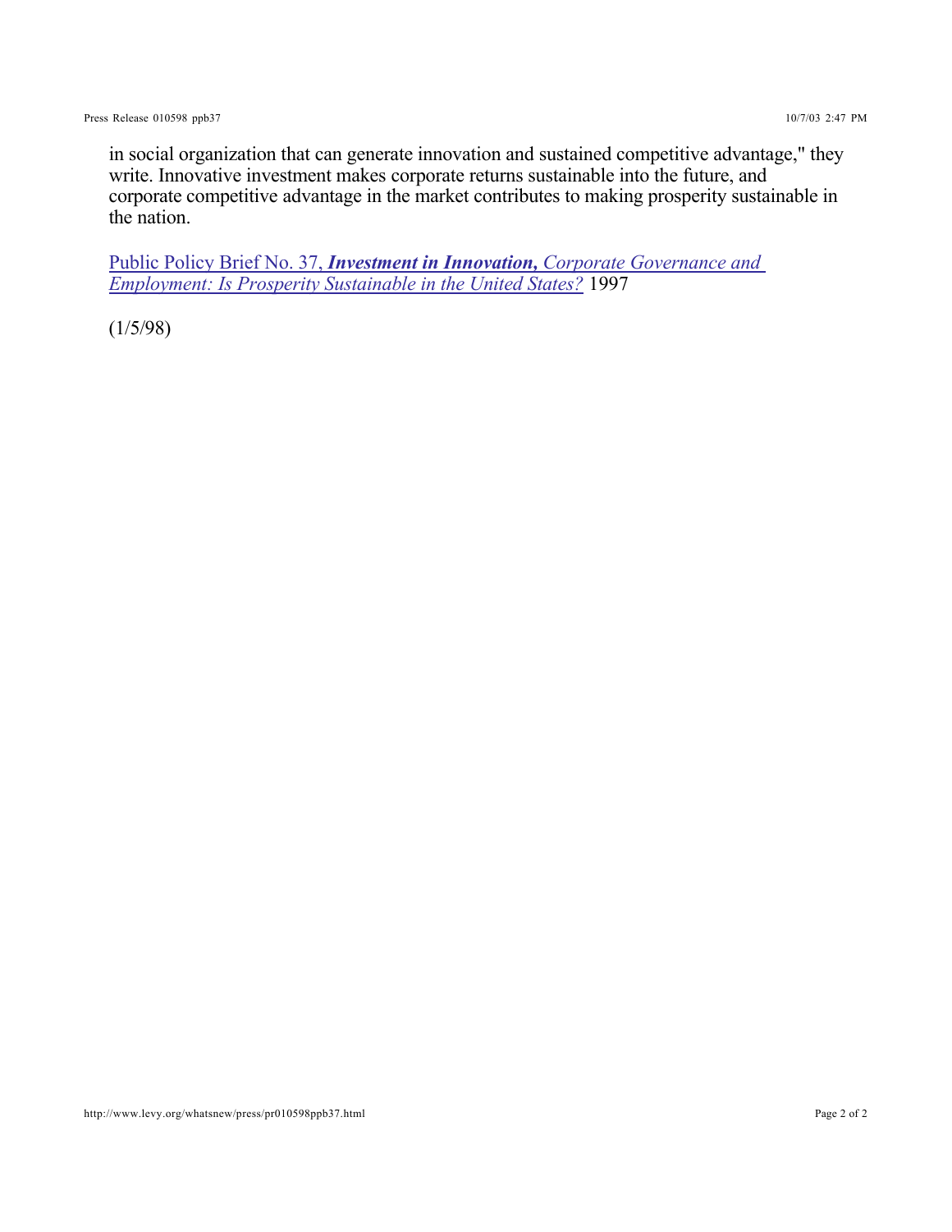in social organization that can generate innovation and sustained competitive advantage," they write. Innovative investment makes corporate returns sustainable into the future, and corporate competitive advantage in the market contributes to making prosperity sustainable in the nation.

Public Policy Brief No. 37, ***Investment in Innovation,*** *Corporate Governance and Employment: Is Prosperity Sustainable in the United States?* 1997

(1/5/98)